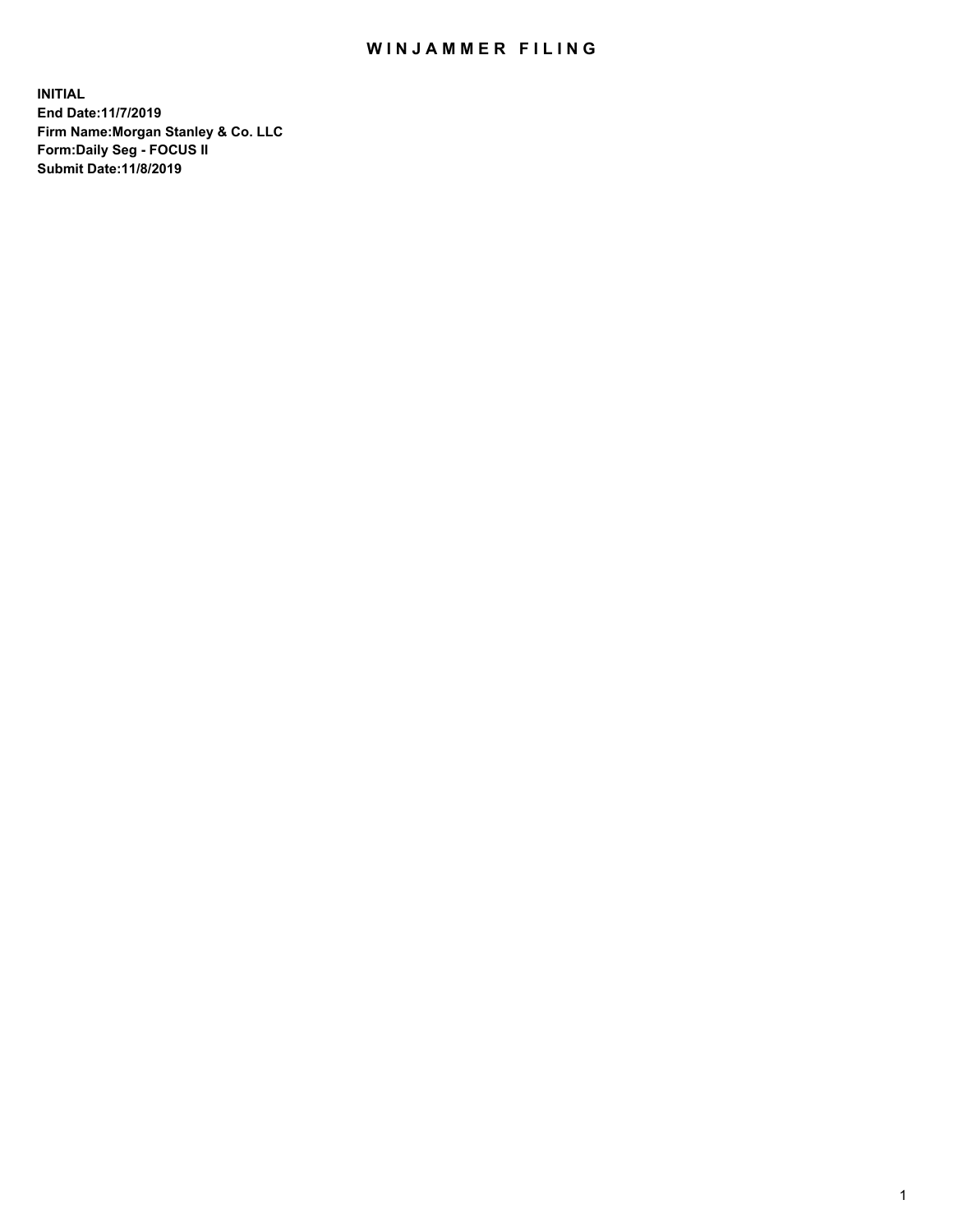# WINJAMMER FILING

**INITIAL**
**End Date:11/7/2019**
**Firm Name:Morgan Stanley & Co. LLC**
**Form:Daily Seg - FOCUS II**
**Submit Date:11/8/2019**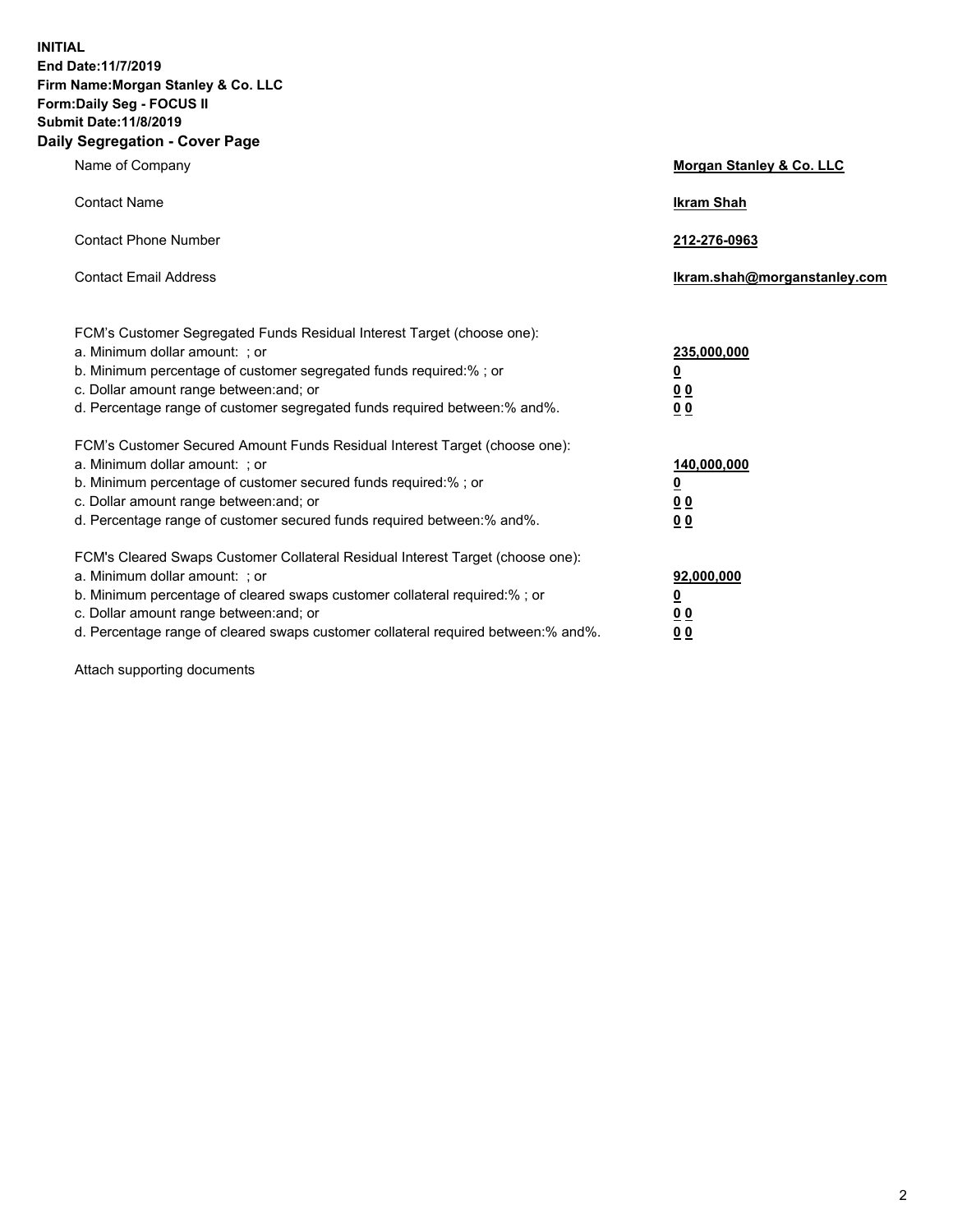**INITIAL**
**End Date:11/7/2019**
**Firm Name:Morgan Stanley & Co. LLC**
**Form:Daily Seg - FOCUS II**
**Submit Date:11/8/2019**
**Daily Segregation - Cover Page**

| | |
|---|---|
| Name of Company | **Morgan Stanley & Co. LLC** |
| Contact Name | **Ikram Shah** |
| Contact Phone Number | **212-276-0963** |
| Contact Email Address | **Ikram.shah@morganstanley.com** |

FCM's Customer Segregated Funds Residual Interest Target (choose one):

| | |
|---|---|
| a. Minimum dollar amount: ; or | **235,000,000** |
| b. Minimum percentage of customer segregated funds required:% ; or | **0** |
| c. Dollar amount range between:and; or | **0 0** |
| d. Percentage range of customer segregated funds required between:% and%. | **0 0** |

FCM's Customer Secured Amount Funds Residual Interest Target (choose one):

| | |
|---|---|
| a. Minimum dollar amount: ; or | **140,000,000** |
| b. Minimum percentage of customer secured funds required:% ; or | **0** |
| c. Dollar amount range between:and; or | **0 0** |
| d. Percentage range of customer secured funds required between:% and%. | **0 0** |

FCM's Cleared Swaps Customer Collateral Residual Interest Target (choose one):

| | |
|---|---|
| a. Minimum dollar amount: ; or | **92,000,000** |
| b. Minimum percentage of cleared swaps customer collateral required:% ; or | **0** |
| c. Dollar amount range between:and; or | **0 0** |
| d. Percentage range of cleared swaps customer collateral required between:% and%. | **0 0** |

Attach supporting documents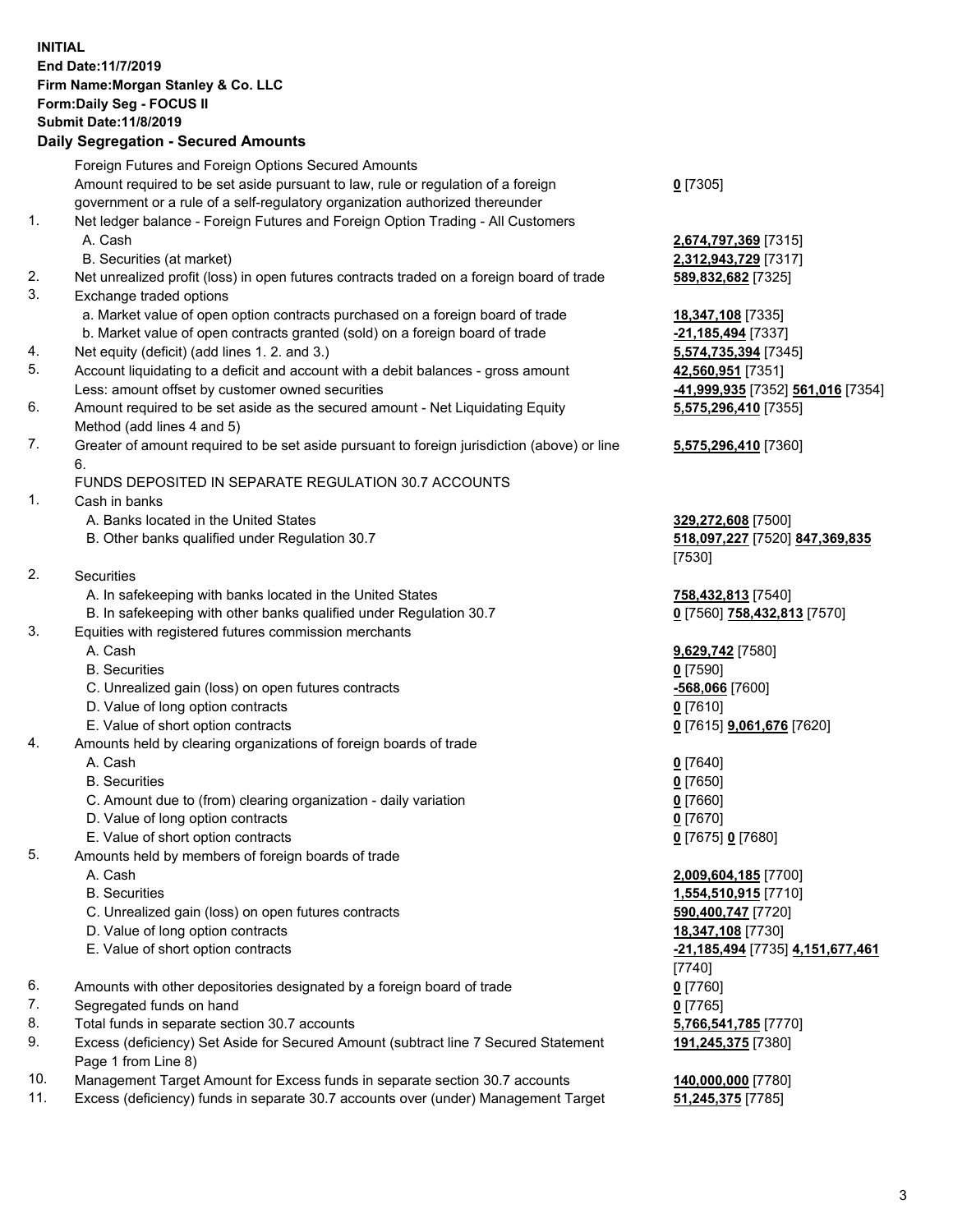**INITIAL**
**End Date:11/7/2019**
**Firm Name:Morgan Stanley & Co. LLC**
**Form:Daily Seg - FOCUS II**
**Submit Date:11/8/2019**
**Daily Segregation - Secured Amounts**

| | | |
|---|---|---|
| | Foreign Futures and Foreign Options Secured Amounts | |
| | Amount required to be set aside pursuant to law, rule or regulation of a foreign government or a rule of a self-regulatory organization authorized thereunder | **0** [7305] |
| 1. | Net ledger balance - Foreign Futures and Foreign Option Trading - All Customers | |
| | A. Cash | **2,674,797,369** [7315] |
| | B. Securities (at market) | **2,312,943,729** [7317] |
| 2. | Net unrealized profit (loss) in open futures contracts traded on a foreign board of trade | **589,832,682** [7325] |
| 3. | Exchange traded options | |
| | a. Market value of open option contracts purchased on a foreign board of trade | **18,347,108** [7335] |
| | b. Market value of open contracts granted (sold) on a foreign board of trade | **-21,185,494** [7337] |
| 4. | Net equity (deficit) (add lines 1. 2. and 3.) | **5,574,735,394** [7345] |
| 5. | Account liquidating to a deficit and account with a debit balances - gross amount | **42,560,951** [7351] |
| | Less: amount offset by customer owned securities | **-41,999,935** [7352] **561,016** [7354] |
| 6. | Amount required to be set aside as the secured amount - Net Liquidating Equity Method (add lines 4 and 5) | **5,575,296,410** [7355] |
| 7. | Greater of amount required to be set aside pursuant to foreign jurisdiction (above) or line 6. | **5,575,296,410** [7360] |
| | FUNDS DEPOSITED IN SEPARATE REGULATION 30.7 ACCOUNTS | |
| 1. | Cash in banks | |
| | A. Banks located in the United States | **329,272,608** [7500] |
| | B. Other banks qualified under Regulation 30.7 | **518,097,227** [7520] **847,369,835** [7530] |
| 2. | Securities | |
| | A. In safekeeping with banks located in the United States | **758,432,813** [7540] |
| | B. In safekeeping with other banks qualified under Regulation 30.7 | **0** [7560] **758,432,813** [7570] |
| 3. | Equities with registered futures commission merchants | |
| | A. Cash | **9,629,742** [7580] |
| | B. Securities | **0** [7590] |
| | C. Unrealized gain (loss) on open futures contracts | **-568,066** [7600] |
| | D. Value of long option contracts | **0** [7610] |
| | E. Value of short option contracts | **0** [7615] **9,061,676** [7620] |
| 4. | Amounts held by clearing organizations of foreign boards of trade | |
| | A. Cash | **0** [7640] |
| | B. Securities | **0** [7650] |
| | C. Amount due to (from) clearing organization - daily variation | **0** [7660] |
| | D. Value of long option contracts | **0** [7670] |
| | E. Value of short option contracts | **0** [7675] **0** [7680] |
| 5. | Amounts held by members of foreign boards of trade | |
| | A. Cash | **2,009,604,185** [7700] |
| | B. Securities | **1,554,510,915** [7710] |
| | C. Unrealized gain (loss) on open futures contracts | **590,400,747** [7720] |
| | D. Value of long option contracts | **18,347,108** [7730] |
| | E. Value of short option contracts | **-21,185,494** [7735] **4,151,677,461** [7740] |
| 6. | Amounts with other depositories designated by a foreign board of trade | **0** [7760] |
| 7. | Segregated funds on hand | **0** [7765] |
| 8. | Total funds in separate section 30.7 accounts | **5,766,541,785** [7770] |
| 9. | Excess (deficiency) Set Aside for Secured Amount (subtract line 7 Secured Statement Page 1 from Line 8) | **191,245,375** [7380] |
| 10. | Management Target Amount for Excess funds in separate section 30.7 accounts | **140,000,000** [7780] |
| 11. | Excess (deficiency) funds in separate 30.7 accounts over (under) Management Target | **51,245,375** [7785] |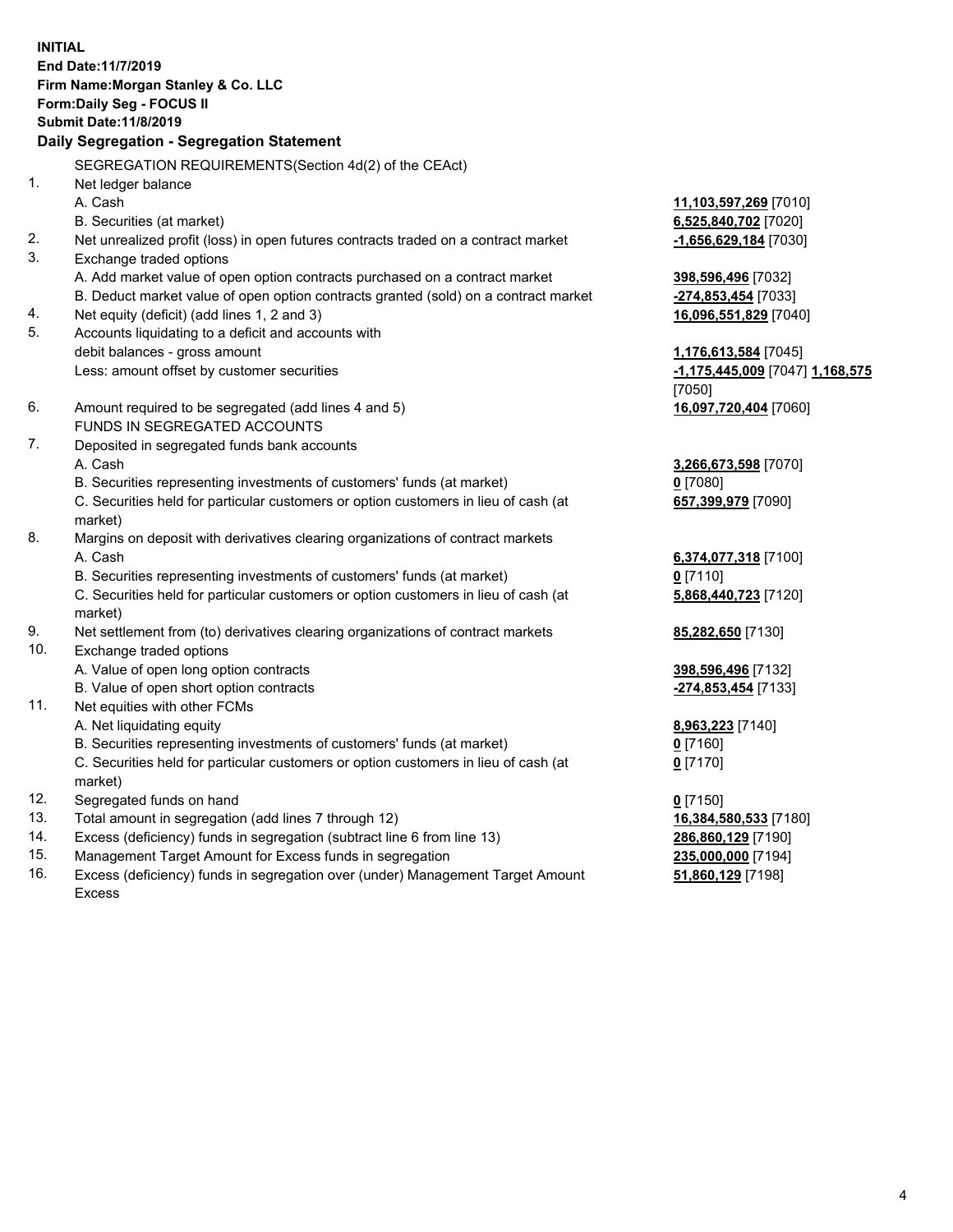**INITIAL**
**End Date:11/7/2019**
**Firm Name:Morgan Stanley & Co. LLC**
**Form:Daily Seg - FOCUS II**
**Submit Date:11/8/2019**

## Daily Segregation - Segregation Statement

SEGREGATION REQUIREMENTS(Section 4d(2) of the CEAct)

| | | |
|---|---|---|
| 1. | Net ledger balance | |
| | A. Cash | **11,103,597,269** [7010] |
| | B. Securities (at market) | **6,525,840,702** [7020] |
| 2. | Net unrealized profit (loss) in open futures contracts traded on a contract market | **-1,656,629,184** [7030] |
| 3. | Exchange traded options | |
| | A. Add market value of open option contracts purchased on a contract market | **398,596,496** [7032] |
| | B. Deduct market value of open option contracts granted (sold) on a contract market | **-274,853,454** [7033] |
| 4. | Net equity (deficit) (add lines 1, 2 and 3) | **16,096,551,829** [7040] |
| 5. | Accounts liquidating to a deficit and accounts with debit balances - gross amount | **1,176,613,584** [7045] |
| | Less: amount offset by customer securities | **-1,175,445,009** [7047] **1,168,575** [7050] |
| 6. | Amount required to be segregated (add lines 4 and 5) | **16,097,720,404** [7060] |
| | FUNDS IN SEGREGATED ACCOUNTS | |
| 7. | Deposited in segregated funds bank accounts | |
| | A. Cash | **3,266,673,598** [7070] |
| | B. Securities representing investments of customers' funds (at market) | **0** [7080] |
| | C. Securities held for particular customers or option customers in lieu of cash (at market) | **657,399,979** [7090] |
| 8. | Margins on deposit with derivatives clearing organizations of contract markets | |
| | A. Cash | **6,374,077,318** [7100] |
| | B. Securities representing investments of customers' funds (at market) | **0** [7110] |
| | C. Securities held for particular customers or option customers in lieu of cash (at market) | **5,868,440,723** [7120] |
| 9. | Net settlement from (to) derivatives clearing organizations of contract markets | **85,282,650** [7130] |
| 10. | Exchange traded options | |
| | A. Value of open long option contracts | **398,596,496** [7132] |
| | B. Value of open short option contracts | **-274,853,454** [7133] |
| 11. | Net equities with other FCMs | |
| | A. Net liquidating equity | **8,963,223** [7140] |
| | B. Securities representing investments of customers' funds (at market) | **0** [7160] |
| | C. Securities held for particular customers or option customers in lieu of cash (at market) | **0** [7170] |
| 12. | Segregated funds on hand | **0** [7150] |
| 13. | Total amount in segregation (add lines 7 through 12) | **16,384,580,533** [7180] |
| 14. | Excess (deficiency) funds in segregation (subtract line 6 from line 13) | **286,860,129** [7190] |
| 15. | Management Target Amount for Excess funds in segregation | **235,000,000** [7194] |
| 16. | Excess (deficiency) funds in segregation over (under) Management Target Amount Excess | **51,860,129** [7198] |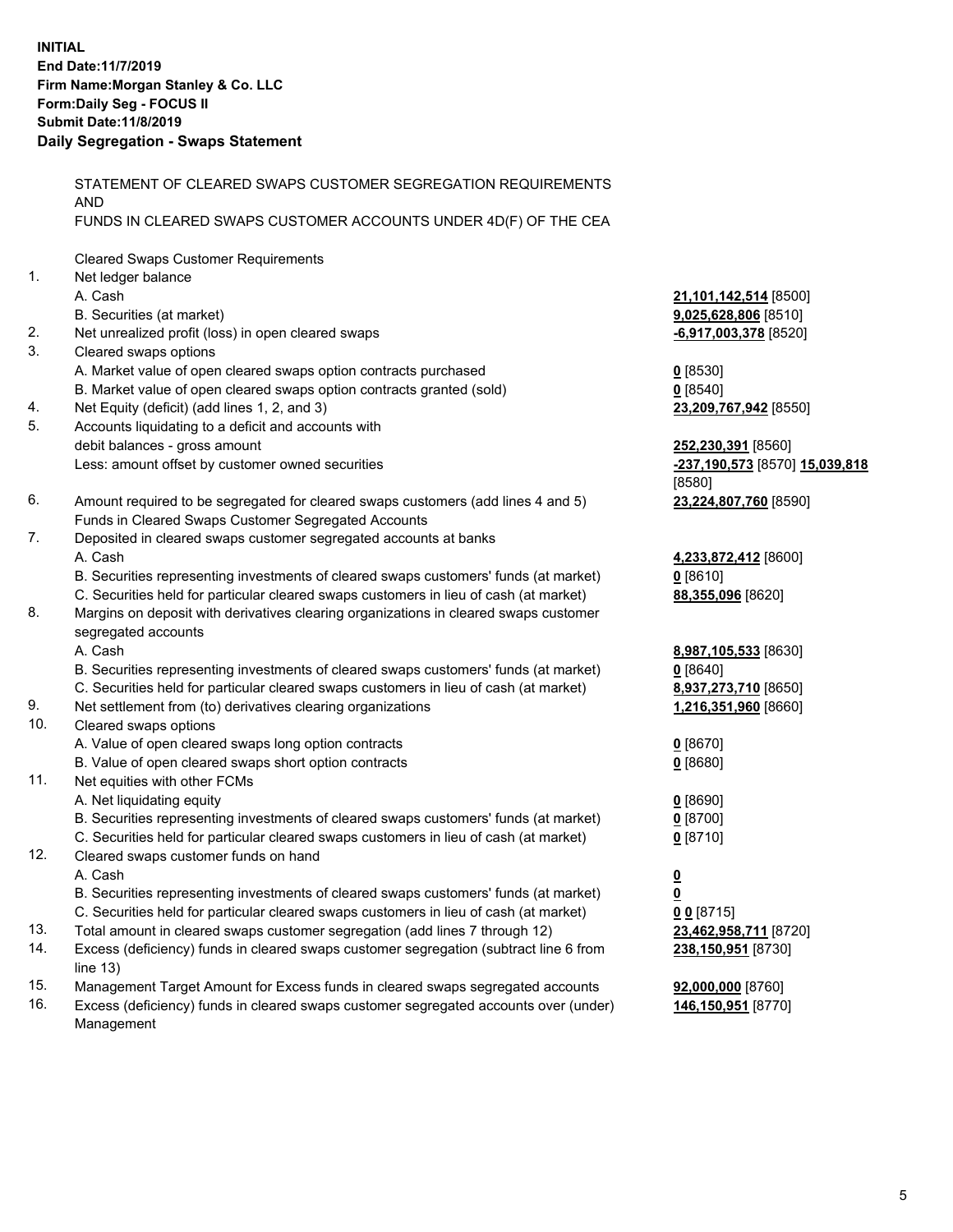**INITIAL**
**End Date:11/7/2019**
**Firm Name:Morgan Stanley & Co. LLC**
**Form:Daily Seg - FOCUS II**
**Submit Date:11/8/2019**
**Daily Segregation - Swaps Statement**

STATEMENT OF CLEARED SWAPS CUSTOMER SEGREGATION REQUIREMENTS AND FUNDS IN CLEARED SWAPS CUSTOMER ACCOUNTS UNDER 4D(F) OF THE CEA

| | | |
|---|---|---|
| | Cleared Swaps Customer Requirements | |
| 1. | Net ledger balance | |
| | A. Cash | **21,101,142,514** [8500] |
| | B. Securities (at market) | **9,025,628,806** [8510] |
| 2. | Net unrealized profit (loss) in open cleared swaps | **-6,917,003,378** [8520] |
| 3. | Cleared swaps options | |
| | A. Market value of open cleared swaps option contracts purchased | **0** [8530] |
| | B. Market value of open cleared swaps option contracts granted (sold) | **0** [8540] |
| 4. | Net Equity (deficit) (add lines 1, 2, and 3) | **23,209,767,942** [8550] |
| 5. | Accounts liquidating to a deficit and accounts with debit balances - gross amount | **252,230,391** [8560] |
| | Less: amount offset by customer owned securities | **-237,190,573** [8570] **15,039,818** [8580] |
| 6. | Amount required to be segregated for cleared swaps customers (add lines 4 and 5) | **23,224,807,760** [8590] |
| | Funds in Cleared Swaps Customer Segregated Accounts | |
| 7. | Deposited in cleared swaps customer segregated accounts at banks | |
| | A. Cash | **4,233,872,412** [8600] |
| | B. Securities representing investments of cleared swaps customers' funds (at market) | **0** [8610] |
| | C. Securities held for particular cleared swaps customers in lieu of cash (at market) | **88,355,096** [8620] |
| 8. | Margins on deposit with derivatives clearing organizations in cleared swaps customer segregated accounts | |
| | A. Cash | **8,987,105,533** [8630] |
| | B. Securities representing investments of cleared swaps customers' funds (at market) | **0** [8640] |
| | C. Securities held for particular cleared swaps customers in lieu of cash (at market) | **8,937,273,710** [8650] |
| 9. | Net settlement from (to) derivatives clearing organizations | **1,216,351,960** [8660] |
| 10. | Cleared swaps options | |
| | A. Value of open cleared swaps long option contracts | **0** [8670] |
| | B. Value of open cleared swaps short option contracts | **0** [8680] |
| 11. | Net equities with other FCMs | |
| | A. Net liquidating equity | **0** [8690] |
| | B. Securities representing investments of cleared swaps customers' funds (at market) | **0** [8700] |
| | C. Securities held for particular cleared swaps customers in lieu of cash (at market) | **0** [8710] |
| 12. | Cleared swaps customer funds on hand | |
| | A. Cash | **0** |
| | B. Securities representing investments of cleared swaps customers' funds (at market) | **0** |
| | C. Securities held for particular cleared swaps customers in lieu of cash (at market) | **0** **0** [8715] |
| 13. | Total amount in cleared swaps customer segregation (add lines 7 through 12) | **23,462,958,711** [8720] |
| 14. | Excess (deficiency) funds in cleared swaps customer segregation (subtract line 6 from line 13) | **238,150,951** [8730] |
| 15. | Management Target Amount for Excess funds in cleared swaps segregated accounts | **92,000,000** [8760] |
| 16. | Excess (deficiency) funds in cleared swaps customer segregated accounts over (under) Management | **146,150,951** [8770] |